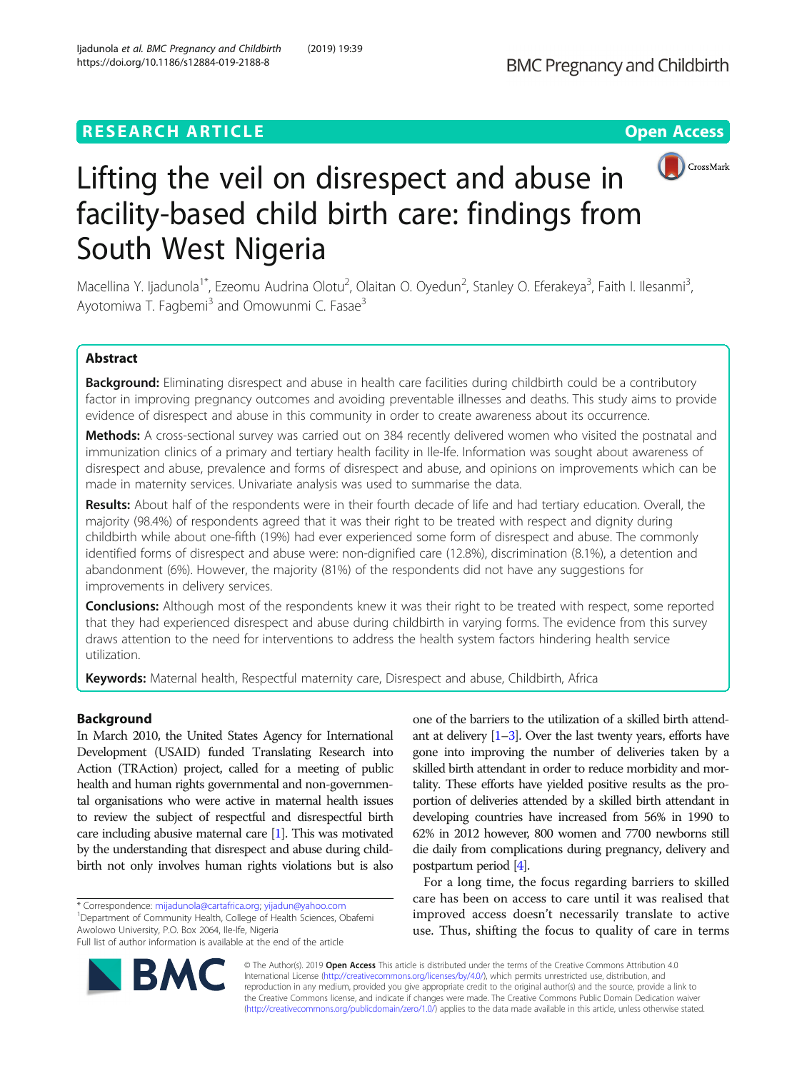RESEARCH ARTICLE

Open Access

# Lifting the veil on disrespect and abuse in facility-based child birth care: findings from South West Nigeria

Macellina Y. Ijadunola[1*], Ezeomu Audrina Olotu[2], Olaitan O. Oyedun[2], Stanley O. Eferakeya[3], Faith I. Ilesanmi[3], Ayotomiwa T. Fagbemi[3] and Omowunmi C. Fasae[3]

## Abstract

**Background:** Eliminating disrespect and abuse in health care facilities during childbirth could be a contributory factor in improving pregnancy outcomes and avoiding preventable illnesses and deaths. This study aims to provide evidence of disrespect and abuse in this community in order to create awareness about its occurrence.

**Methods:** A cross-sectional survey was carried out on 384 recently delivered women who visited the postnatal and immunization clinics of a primary and tertiary health facility in Ile-Ife. Information was sought about awareness of disrespect and abuse, prevalence and forms of disrespect and abuse, and opinions on improvements which can be made in maternity services. Univariate analysis was used to summarise the data.

**Results:** About half of the respondents were in their fourth decade of life and had tertiary education. Overall, the majority (98.4%) of respondents agreed that it was their right to be treated with respect and dignity during childbirth while about one-fifth (19%) had ever experienced some form of disrespect and abuse. The commonly identified forms of disrespect and abuse were: non-dignified care (12.8%), discrimination (8.1%), a detention and abandonment (6%). However, the majority (81%) of the respondents did not have any suggestions for improvements in delivery services.

**Conclusions:** Although most of the respondents knew it was their right to be treated with respect, some reported that they had experienced disrespect and abuse during childbirth in varying forms. The evidence from this survey draws attention to the need for interventions to address the health system factors hindering health service utilization.

**Keywords:** Maternal health, Respectful maternity care, Disrespect and abuse, Childbirth, Africa

## Background

In March 2010, the United States Agency for International Development (USAID) funded Translating Research into Action (TRAction) project, called for a meeting of public health and human rights governmental and non-governmental organisations who were active in maternal health issues to review the subject of respectful and disrespectful birth care including abusive maternal care [1]. This was motivated by the understanding that disrespect and abuse during childbirth not only involves human rights violations but is also one of the barriers to the utilization of a skilled birth attendant at delivery [1–3]. Over the last twenty years, efforts have gone into improving the number of deliveries taken by a skilled birth attendant in order to reduce morbidity and mortality. These efforts have yielded positive results as the proportion of deliveries attended by a skilled birth attendant in developing countries have increased from 56% in 1990 to 62% in 2012 however, 800 women and 7700 newborns still die daily from complications during pregnancy, delivery and postpartum period [4].

For a long time, the focus regarding barriers to skilled care has been on access to care until it was realised that improved access doesn't necessarily translate to active use. Thus, shifting the focus to quality of care in terms

\* Correspondence: mijadunola@cartafrica.org; yijadun@yahoo.com
[1]Department of Community Health, College of Health Sciences, Obafemi Awolowo University, P.O. Box 2064, Ile-Ife, Nigeria
Full list of author information is available at the end of the article

© The Author(s). 2019 **Open Access** This article is distributed under the terms of the Creative Commons Attribution 4.0 International License (http://creativecommons.org/licenses/by/4.0/), which permits unrestricted use, distribution, and reproduction in any medium, provided you give appropriate credit to the original author(s) and the source, provide a link to the Creative Commons license, and indicate if changes were made. The Creative Commons Public Domain Dedication waiver (http://creativecommons.org/publicdomain/zero/1.0/) applies to the data made available in this article, unless otherwise stated.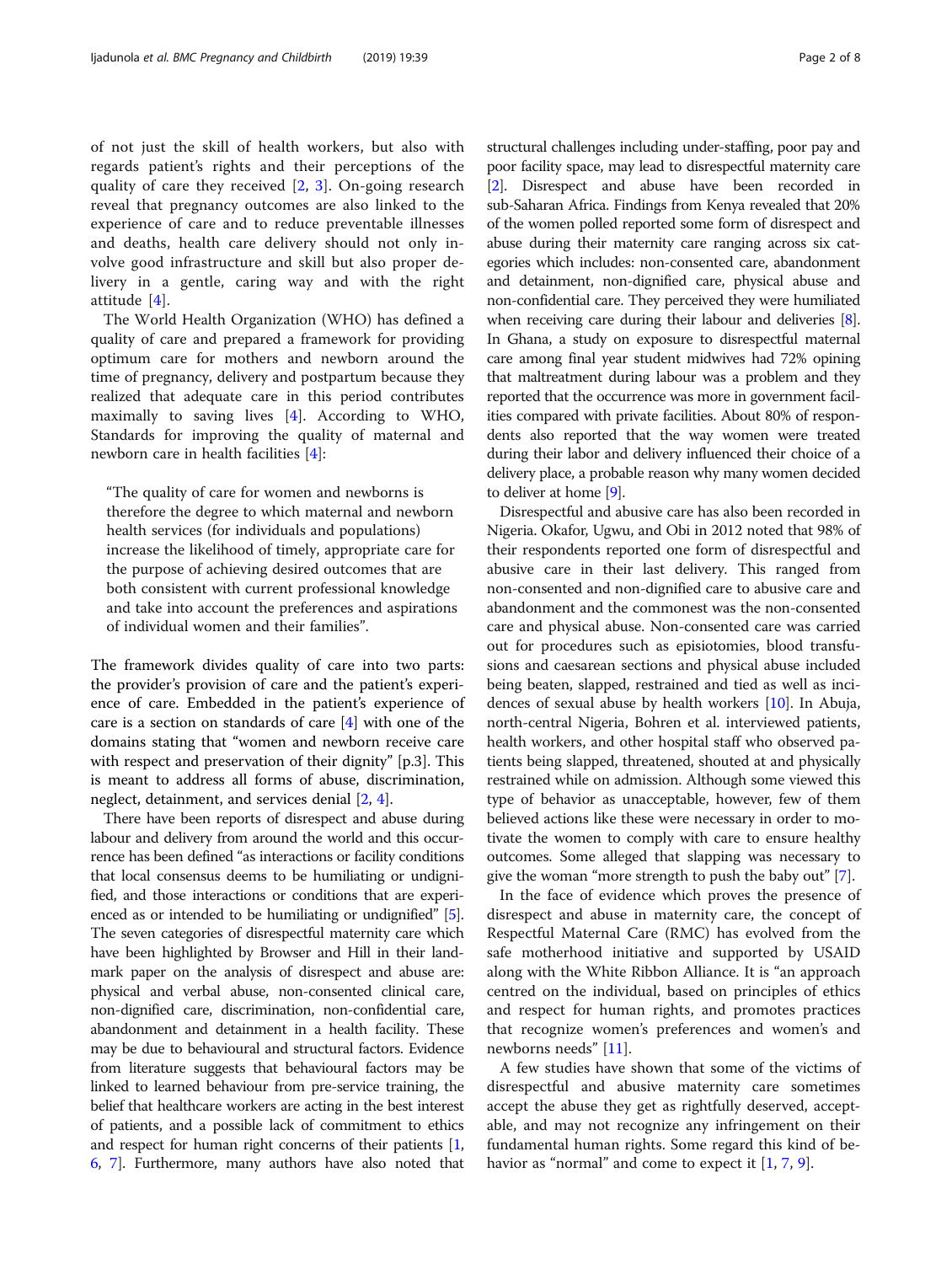of not just the skill of health workers, but also with regards patient's rights and their perceptions of the quality of care they received [2, 3]. On-going research reveal that pregnancy outcomes are also linked to the experience of care and to reduce preventable illnesses and deaths, health care delivery should not only involve good infrastructure and skill but also proper delivery in a gentle, caring way and with the right attitude [4].

The World Health Organization (WHO) has defined a quality of care and prepared a framework for providing optimum care for mothers and newborn around the time of pregnancy, delivery and postpartum because they realized that adequate care in this period contributes maximally to saving lives [4]. According to WHO, Standards for improving the quality of maternal and newborn care in health facilities [4]:

> "The quality of care for women and newborns is therefore the degree to which maternal and newborn health services (for individuals and populations) increase the likelihood of timely, appropriate care for the purpose of achieving desired outcomes that are both consistent with current professional knowledge and take into account the preferences and aspirations of individual women and their families".

The framework divides quality of care into two parts: the provider's provision of care and the patient's experience of care. Embedded in the patient's experience of care is a section on standards of care [4] with one of the domains stating that "women and newborn receive care with respect and preservation of their dignity" [p.3]. This is meant to address all forms of abuse, discrimination, neglect, detainment, and services denial [2, 4].

There have been reports of disrespect and abuse during labour and delivery from around the world and this occurrence has been defined "as interactions or facility conditions that local consensus deems to be humiliating or undignified, and those interactions or conditions that are experienced as or intended to be humiliating or undignified" [5]. The seven categories of disrespectful maternity care which have been highlighted by Browser and Hill in their landmark paper on the analysis of disrespect and abuse are: physical and verbal abuse, non-consented clinical care, non-dignified care, discrimination, non-confidential care, abandonment and detainment in a health facility. These may be due to behavioural and structural factors. Evidence from literature suggests that behavioural factors may be linked to learned behaviour from pre-service training, the belief that healthcare workers are acting in the best interest of patients, and a possible lack of commitment to ethics and respect for human right concerns of their patients [1, 6, 7]. Furthermore, many authors have also noted that structural challenges including under-staffing, poor pay and poor facility space, may lead to disrespectful maternity care [2]. Disrespect and abuse have been recorded in sub-Saharan Africa. Findings from Kenya revealed that 20% of the women polled reported some form of disrespect and abuse during their maternity care ranging across six categories which includes: non-consented care, abandonment and detainment, non-dignified care, physical abuse and non-confidential care. They perceived they were humiliated when receiving care during their labour and deliveries [8]. In Ghana, a study on exposure to disrespectful maternal care among final year student midwives had 72% opining that maltreatment during labour was a problem and they reported that the occurrence was more in government facilities compared with private facilities. About 80% of respondents also reported that the way women were treated during their labor and delivery influenced their choice of a delivery place, a probable reason why many women decided to deliver at home [9].

Disrespectful and abusive care has also been recorded in Nigeria. Okafor, Ugwu, and Obi in 2012 noted that 98% of their respondents reported one form of disrespectful and abusive care in their last delivery. This ranged from non-consented and non-dignified care to abusive care and abandonment and the commonest was the non-consented care and physical abuse. Non-consented care was carried out for procedures such as episiotomies, blood transfusions and caesarean sections and physical abuse included being beaten, slapped, restrained and tied as well as incidences of sexual abuse by health workers [10]. In Abuja, north-central Nigeria, Bohren et al. interviewed patients, health workers, and other hospital staff who observed patients being slapped, threatened, shouted at and physically restrained while on admission. Although some viewed this type of behavior as unacceptable, however, few of them believed actions like these were necessary in order to motivate the women to comply with care to ensure healthy outcomes. Some alleged that slapping was necessary to give the woman "more strength to push the baby out" [7].

In the face of evidence which proves the presence of disrespect and abuse in maternity care, the concept of Respectful Maternal Care (RMC) has evolved from the safe motherhood initiative and supported by USAID along with the White Ribbon Alliance. It is "an approach centred on the individual, based on principles of ethics and respect for human rights, and promotes practices that recognize women's preferences and women's and newborns needs" [11].

A few studies have shown that some of the victims of disrespectful and abusive maternity care sometimes accept the abuse they get as rightfully deserved, acceptable, and may not recognize any infringement on their fundamental human rights. Some regard this kind of behavior as "normal" and come to expect it [1, 7, 9].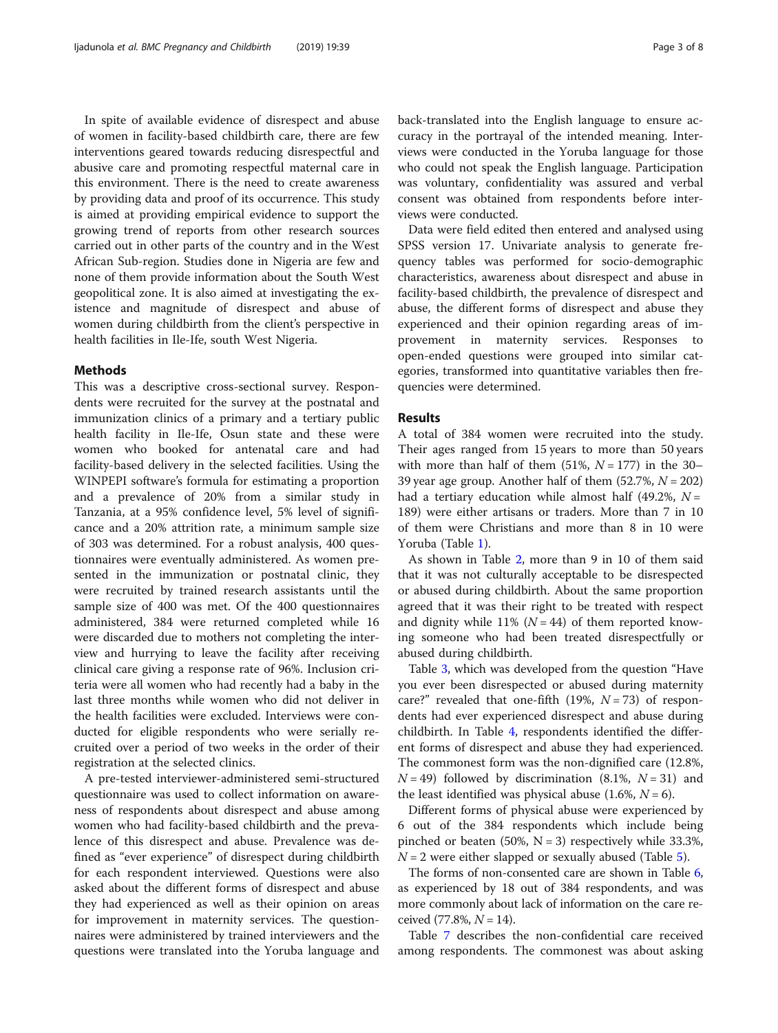In spite of available evidence of disrespect and abuse of women in facility-based childbirth care, there are few interventions geared towards reducing disrespectful and abusive care and promoting respectful maternal care in this environment. There is the need to create awareness by providing data and proof of its occurrence. This study is aimed at providing empirical evidence to support the growing trend of reports from other research sources carried out in other parts of the country and in the West African Sub-region. Studies done in Nigeria are few and none of them provide information about the South West geopolitical zone. It is also aimed at investigating the existence and magnitude of disrespect and abuse of women during childbirth from the client's perspective in health facilities in Ile-Ife, south West Nigeria.

## Methods

This was a descriptive cross-sectional survey. Respondents were recruited for the survey at the postnatal and immunization clinics of a primary and a tertiary public health facility in Ile-Ife, Osun state and these were women who booked for antenatal care and had facility-based delivery in the selected facilities. Using the WINPEPI software's formula for estimating a proportion and a prevalence of 20% from a similar study in Tanzania, at a 95% confidence level, 5% level of significance and a 20% attrition rate, a minimum sample size of 303 was determined. For a robust analysis, 400 questionnaires were eventually administered. As women presented in the immunization or postnatal clinic, they were recruited by trained research assistants until the sample size of 400 was met. Of the 400 questionnaires administered, 384 were returned completed while 16 were discarded due to mothers not completing the interview and hurrying to leave the facility after receiving clinical care giving a response rate of 96%. Inclusion criteria were all women who had recently had a baby in the last three months while women who did not deliver in the health facilities were excluded. Interviews were conducted for eligible respondents who were serially recruited over a period of two weeks in the order of their registration at the selected clinics.

A pre-tested interviewer-administered semi-structured questionnaire was used to collect information on awareness of respondents about disrespect and abuse among women who had facility-based childbirth and the prevalence of this disrespect and abuse. Prevalence was defined as "ever experience" of disrespect during childbirth for each respondent interviewed. Questions were also asked about the different forms of disrespect and abuse they had experienced as well as their opinion on areas for improvement in maternity services. The questionnaires were administered by trained interviewers and the questions were translated into the Yoruba language and back-translated into the English language to ensure accuracy in the portrayal of the intended meaning. Interviews were conducted in the Yoruba language for those who could not speak the English language. Participation was voluntary, confidentiality was assured and verbal consent was obtained from respondents before interviews were conducted.

Data were field edited then entered and analysed using SPSS version 17. Univariate analysis to generate frequency tables was performed for socio-demographic characteristics, awareness about disrespect and abuse in facility-based childbirth, the prevalence of disrespect and abuse, the different forms of disrespect and abuse they experienced and their opinion regarding areas of improvement in maternity services. Responses to open-ended questions were grouped into similar categories, transformed into quantitative variables then frequencies were determined.

## Results

A total of 384 women were recruited into the study. Their ages ranged from 15 years to more than 50 years with more than half of them (51%, $N = 177$) in the 30–39 year age group. Another half of them (52.7%, $N = 202$) had a tertiary education while almost half (49.2%, $N = 189$) were either artisans or traders. More than 7 in 10 of them were Christians and more than 8 in 10 were Yoruba (Table 1).

As shown in Table 2, more than 9 in 10 of them said that it was not culturally acceptable to be disrespected or abused during childbirth. About the same proportion agreed that it was their right to be treated with respect and dignity while 11% ($N = 44$) of them reported knowing someone who had been treated disrespectfully or abused during childbirth.

Table 3, which was developed from the question "Have you ever been disrespected or abused during maternity care?" revealed that one-fifth (19%, $N = 73$) of respondents had ever experienced disrespect and abuse during childbirth. In Table 4, respondents identified the different forms of disrespect and abuse they had experienced. The commonest form was the non-dignified care (12.8%, $N = 49$) followed by discrimination (8.1%, $N = 31$) and the least identified was physical abuse (1.6%, $N = 6$).

Different forms of physical abuse were experienced by 6 out of the 384 respondents which include being pinched or beaten (50%, N = 3) respectively while 33.3%, $N = 2$ were either slapped or sexually abused (Table 5).

The forms of non-consented care are shown in Table 6, as experienced by 18 out of 384 respondents, and was more commonly about lack of information on the care received (77.8%, $N = 14$).

Table 7 describes the non-confidential care received among respondents. The commonest was about asking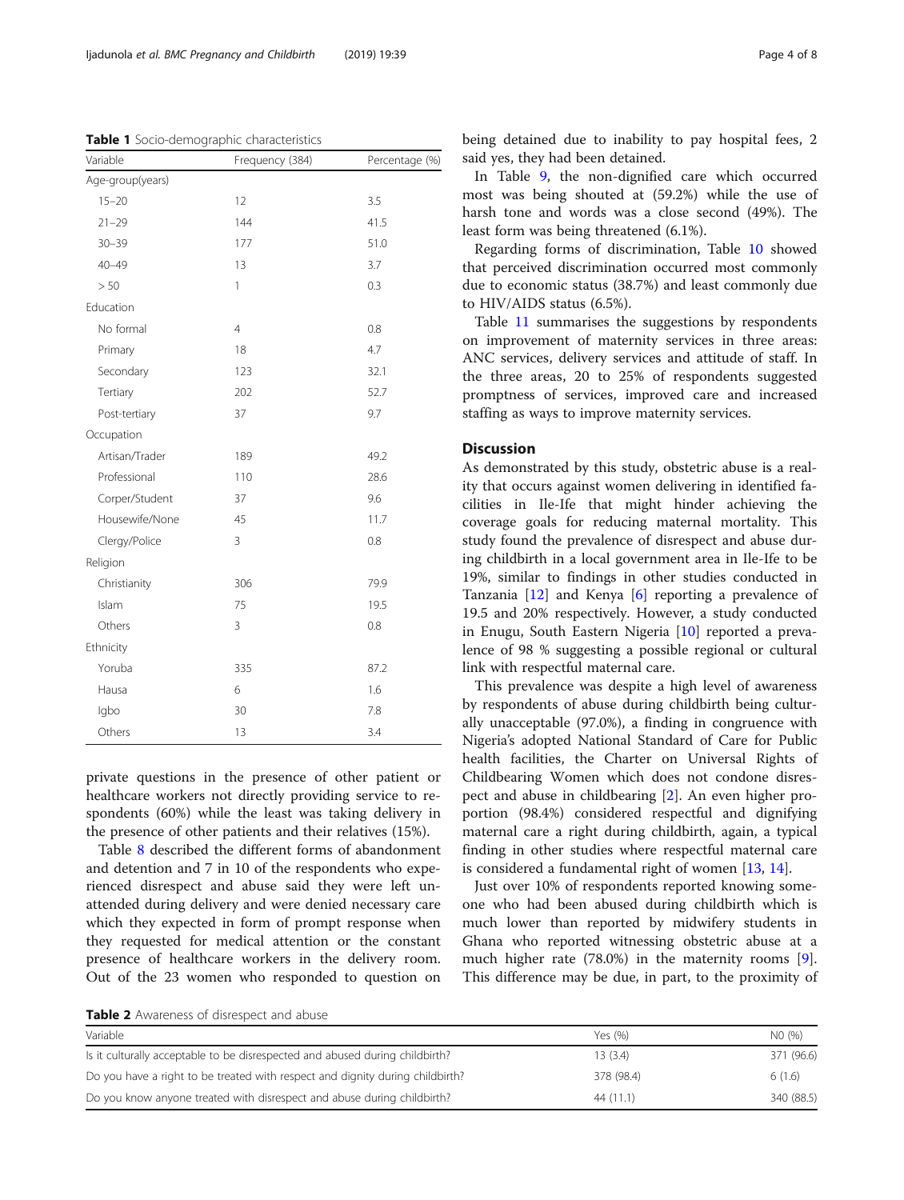**Table 1** Socio-demographic characteristics

| Variable | Frequency (384) | Percentage (%) |
|---|---|---|
| Age-group(years) | | |
| 15–20 | 12 | 3.5 |
| 21–29 | 144 | 41.5 |
| 30–39 | 177 | 51.0 |
| 40–49 | 13 | 3.7 |
| > 50 | 1 | 0.3 |
| Education | | |
| No formal | 4 | 0.8 |
| Primary | 18 | 4.7 |
| Secondary | 123 | 32.1 |
| Tertiary | 202 | 52.7 |
| Post-tertiary | 37 | 9.7 |
| Occupation | | |
| Artisan/Trader | 189 | 49.2 |
| Professional | 110 | 28.6 |
| Corper/Student | 37 | 9.6 |
| Housewife/None | 45 | 11.7 |
| Clergy/Police | 3 | 0.8 |
| Religion | | |
| Christianity | 306 | 79.9 |
| Islam | 75 | 19.5 |
| Others | 3 | 0.8 |
| Ethnicity | | |
| Yoruba | 335 | 87.2 |
| Hausa | 6 | 1.6 |
| Igbo | 30 | 7.8 |
| Others | 13 | 3.4 |

private questions in the presence of other patient or healthcare workers not directly providing service to respondents (60%) while the least was taking delivery in the presence of other patients and their relatives (15%).

Table 8 described the different forms of abandonment and detention and 7 in 10 of the respondents who experienced disrespect and abuse said they were left unattended during delivery and were denied necessary care which they expected in form of prompt response when they requested for medical attention or the constant presence of healthcare workers in the delivery room. Out of the 23 women who responded to question on being detained due to inability to pay hospital fees, 2 said yes, they had been detained.

In Table 9, the non-dignified care which occurred most was being shouted at (59.2%) while the use of harsh tone and words was a close second (49%). The least form was being threatened (6.1%).

Regarding forms of discrimination, Table 10 showed that perceived discrimination occurred most commonly due to economic status (38.7%) and least commonly due to HIV/AIDS status (6.5%).

Table 11 summarises the suggestions by respondents on improvement of maternity services in three areas: ANC services, delivery services and attitude of staff. In the three areas, 20 to 25% of respondents suggested promptness of services, improved care and increased staffing as ways to improve maternity services.

## Discussion

As demonstrated by this study, obstetric abuse is a reality that occurs against women delivering in identified facilities in Ile-Ife that might hinder achieving the coverage goals for reducing maternal mortality. This study found the prevalence of disrespect and abuse during childbirth in a local government area in Ile-Ife to be 19%, similar to findings in other studies conducted in Tanzania [12] and Kenya [6] reporting a prevalence of 19.5 and 20% respectively. However, a study conducted in Enugu, South Eastern Nigeria [10] reported a prevalence of 98 % suggesting a possible regional or cultural link with respectful maternal care.

This prevalence was despite a high level of awareness by respondents of abuse during childbirth being culturally unacceptable (97.0%), a finding in congruence with Nigeria's adopted National Standard of Care for Public health facilities, the Charter on Universal Rights of Childbearing Women which does not condone disrespect and abuse in childbearing [2]. An even higher proportion (98.4%) considered respectful and dignifying maternal care a right during childbirth, again, a typical finding in other studies where respectful maternal care is considered a fundamental right of women [13, 14].

Just over 10% of respondents reported knowing someone who had been abused during childbirth which is much lower than reported by midwifery students in Ghana who reported witnessing obstetric abuse at a much higher rate (78.0%) in the maternity rooms [9]. This difference may be due, in part, to the proximity of

**Table 2** Awareness of disrespect and abuse

| Variable | Yes (%) | NO (%) |
|---|---|---|
| Is it culturally acceptable to be disrespected and abused during childbirth? | 13 (3.4) | 371 (96.6) |
| Do you have a right to be treated with respect and dignity during childbirth? | 378 (98.4) | 6 (1.6) |
| Do you know anyone treated with disrespect and abuse during childbirth? | 44 (11.1) | 340 (88.5) |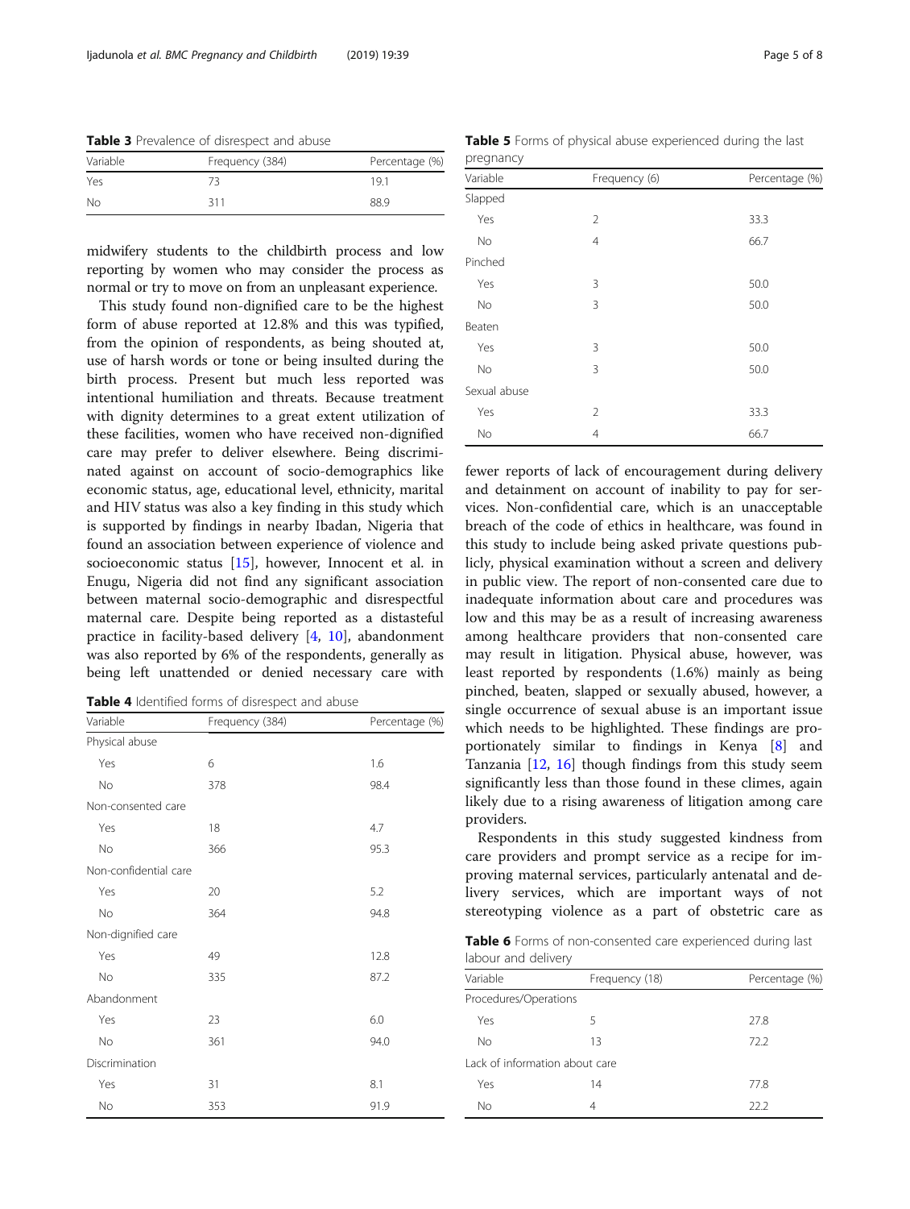**Table 3** Prevalence of disrespect and abuse

| Variable | Frequency (384) | Percentage (%) |
|---|---|---|
| Yes | 73 | 19.1 |
| No | 311 | 88.9 |

midwifery students to the childbirth process and low reporting by women who may consider the process as normal or try to move on from an unpleasant experience.

This study found non-dignified care to be the highest form of abuse reported at 12.8% and this was typified, from the opinion of respondents, as being shouted at, use of harsh words or tone or being insulted during the birth process. Present but much less reported was intentional humiliation and threats. Because treatment with dignity determines to a great extent utilization of these facilities, women who have received non-dignified care may prefer to deliver elsewhere. Being discriminated against on account of socio-demographics like economic status, age, educational level, ethnicity, marital and HIV status was also a key finding in this study which is supported by findings in nearby Ibadan, Nigeria that found an association between experience of violence and socioeconomic status [15], however, Innocent et al. in Enugu, Nigeria did not find any significant association between maternal socio-demographic and disrespectful maternal care. Despite being reported as a distasteful practice in facility-based delivery [4, 10], abandonment was also reported by 6% of the respondents, generally as being left unattended or denied necessary care with

**Table 4** Identified forms of disrespect and abuse

| Variable | Frequency (384) | Percentage (%) |
|---|---|---|
| Physical abuse | | |
| Yes | 6 | 1.6 |
| No | 378 | 98.4 |
| Non-consented care | | |
| Yes | 18 | 4.7 |
| No | 366 | 95.3 |
| Non-confidential care | | |
| Yes | 20 | 5.2 |
| No | 364 | 94.8 |
| Non-dignified care | | |
| Yes | 49 | 12.8 |
| No | 335 | 87.2 |
| Abandonment | | |
| Yes | 23 | 6.0 |
| No | 361 | 94.0 |
| Discrimination | | |
| Yes | 31 | 8.1 |
| No | 353 | 91.9 |

**Table 5** Forms of physical abuse experienced during the last pregnancy

| Variable | Frequency (6) | Percentage (%) |
|---|---|---|
| Slapped | | |
| Yes | 2 | 33.3 |
| No | 4 | 66.7 |
| Pinched | | |
| Yes | 3 | 50.0 |
| No | 3 | 50.0 |
| Beaten | | |
| Yes | 3 | 50.0 |
| No | 3 | 50.0 |
| Sexual abuse | | |
| Yes | 2 | 33.3 |
| No | 4 | 66.7 |

fewer reports of lack of encouragement during delivery and detainment on account of inability to pay for services. Non-confidential care, which is an unacceptable breach of the code of ethics in healthcare, was found in this study to include being asked private questions publicly, physical examination without a screen and delivery in public view. The report of non-consented care due to inadequate information about care and procedures was low and this may be as a result of increasing awareness among healthcare providers that non-consented care may result in litigation. Physical abuse, however, was least reported by respondents (1.6%) mainly as being pinched, beaten, slapped or sexually abused, however, a single occurrence of sexual abuse is an important issue which needs to be highlighted. These findings are proportionately similar to findings in Kenya [8] and Tanzania [12, 16] though findings from this study seem significantly less than those found in these climes, again likely due to a rising awareness of litigation among care providers.

Respondents in this study suggested kindness from care providers and prompt service as a recipe for improving maternal services, particularly antenatal and delivery services, which are important ways of not stereotyping violence as a part of obstetric care as

**Table 6** Forms of non-consented care experienced during last labour and delivery

| Variable | Frequency (18) | Percentage (%) |
|---|---|---|
| Procedures/Operations | | |
| Yes | 5 | 27.8 |
| No | 13 | 72.2 |
| Lack of information about care | | |
| Yes | 14 | 77.8 |
| No | 4 | 22.2 |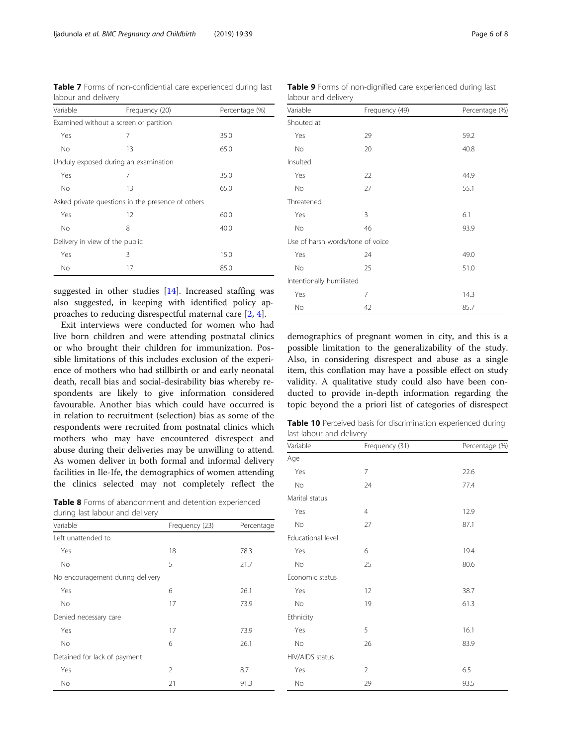**Table 7** Forms of non-confidential care experienced during last labour and delivery

| Variable | Frequency (20) | Percentage (%) |
|---|---|---|
| Examined without a screen or partition | | |
| Yes | 7 | 35.0 |
| No | 13 | 65.0 |
| Unduly exposed during an examination | | |
| Yes | 7 | 35.0 |
| No | 13 | 65.0 |
| Asked private questions in the presence of others | | |
| Yes | 12 | 60.0 |
| No | 8 | 40.0 |
| Delivery in view of the public | | |
| Yes | 3 | 15.0 |
| No | 17 | 85.0 |

suggested in other studies [14]. Increased staffing was also suggested, in keeping with identified policy approaches to reducing disrespectful maternal care [2, 4].

Exit interviews were conducted for women who had live born children and were attending postnatal clinics or who brought their children for immunization. Possible limitations of this includes exclusion of the experience of mothers who had stillbirth or and early neonatal death, recall bias and social-desirability bias whereby respondents are likely to give information considered favourable. Another bias which could have occurred is in relation to recruitment (selection) bias as some of the respondents were recruited from postnatal clinics which mothers who may have encountered disrespect and abuse during their deliveries may be unwilling to attend. As women deliver in both formal and informal delivery facilities in Ile-Ife, the demographics of women attending the clinics selected may not completely reflect the demographics of pregnant women in city, and this is a possible limitation to the generalizability of the study. Also, in considering disrespect and abuse as a single item, this conflation may have a possible effect on study validity. A qualitative study could also have been conducted to provide in-depth information regarding the topic beyond the a priori list of categories of disrespect

**Table 8** Forms of abandonment and detention experienced during last labour and delivery

| Variable | Frequency (23) | Percentage |
|---|---|---|
| Left unattended to | | |
| Yes | 18 | 78.3 |
| No | 5 | 21.7 |
| No encouragement during delivery | | |
| Yes | 6 | 26.1 |
| No | 17 | 73.9 |
| Denied necessary care | | |
| Yes | 17 | 73.9 |
| No | 6 | 26.1 |
| Detained for lack of payment | | |
| Yes | 2 | 8.7 |
| No | 21 | 91.3 |

**Table 9** Forms of non-dignified care experienced during last labour and delivery

| Variable | Frequency (49) | Percentage (%) |
|---|---|---|
| Shouted at | | |
| Yes | 29 | 59.2 |
| No | 20 | 40.8 |
| Insulted | | |
| Yes | 22 | 44.9 |
| No | 27 | 55.1 |
| Threatened | | |
| Yes | 3 | 6.1 |
| No | 46 | 93.9 |
| Use of harsh words/tone of voice | | |
| Yes | 24 | 49.0 |
| No | 25 | 51.0 |
| Intentionally humiliated | | |
| Yes | 7 | 14.3 |
| No | 42 | 85.7 |

**Table 10** Perceived basis for discrimination experienced during last labour and delivery

| Variable | Frequency (31) | Percentage (%) |
|---|---|---|
| Age | | |
| Yes | 7 | 22.6 |
| No | 24 | 77.4 |
| Marital status | | |
| Yes | 4 | 12.9 |
| No | 27 | 87.1 |
| Educational level | | |
| Yes | 6 | 19.4 |
| No | 25 | 80.6 |
| Economic status | | |
| Yes | 12 | 38.7 |
| No | 19 | 61.3 |
| Ethnicity | | |
| Yes | 5 | 16.1 |
| No | 26 | 83.9 |
| HIV/AIDS status | | |
| Yes | 2 | 6.5 |
| No | 29 | 93.5 |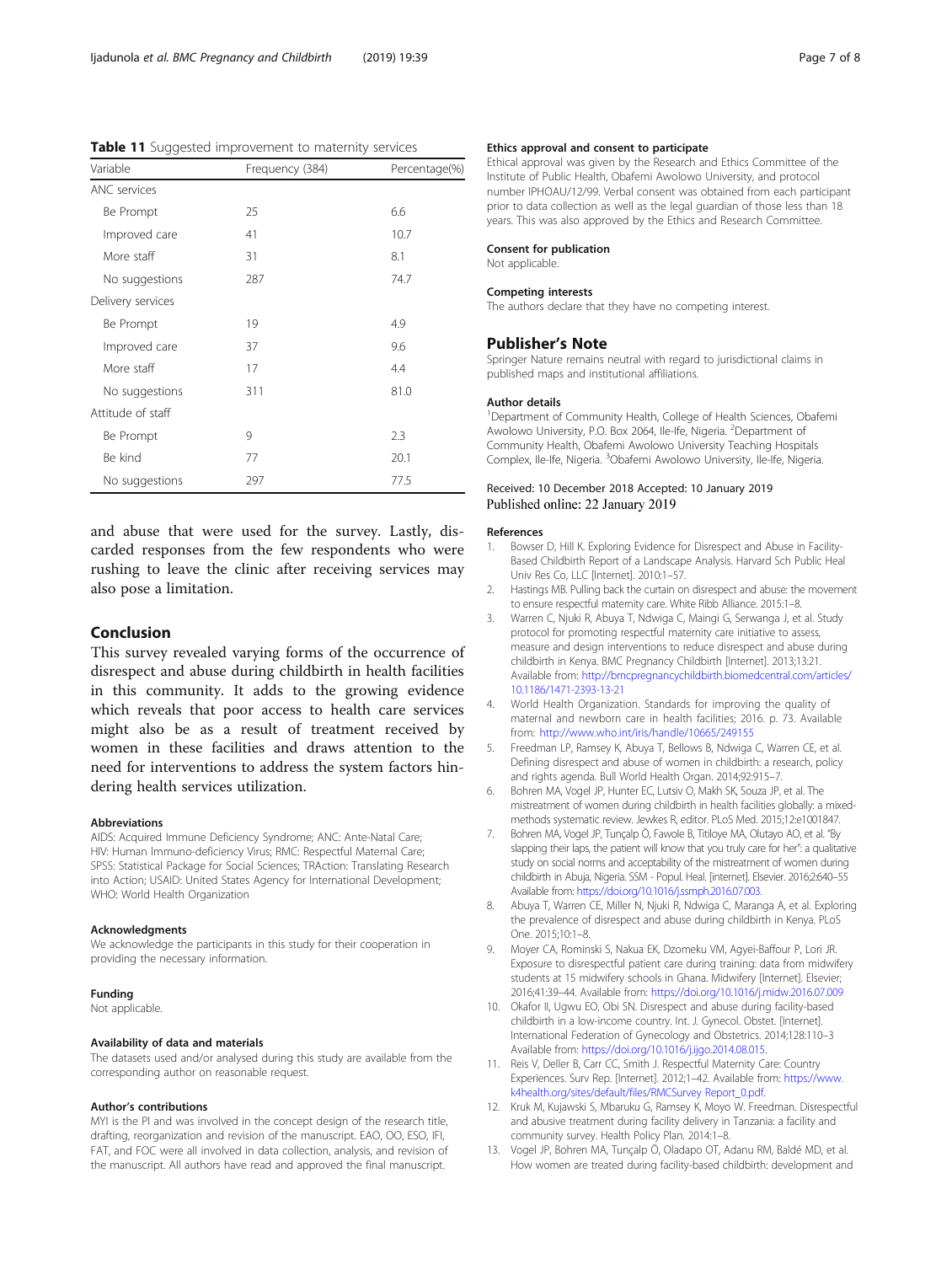**Table 11** Suggested improvement to maternity services

| Variable | Frequency (384) | Percentage(%) |
|---|---|---|
| ANC services | | |
| Be Prompt | 25 | 6.6 |
| Improved care | 41 | 10.7 |
| More staff | 31 | 8.1 |
| No suggestions | 287 | 74.7 |
| Delivery services | | |
| Be Prompt | 19 | 4.9 |
| Improved care | 37 | 9.6 |
| More staff | 17 | 4.4 |
| No suggestions | 311 | 81.0 |
| Attitude of staff | | |
| Be Prompt | 9 | 2.3 |
| Be kind | 77 | 20.1 |
| No suggestions | 297 | 77.5 |

and abuse that were used for the survey. Lastly, discarded responses from the few respondents who were rushing to leave the clinic after receiving services may also pose a limitation.

## Conclusion

This survey revealed varying forms of the occurrence of disrespect and abuse during childbirth in health facilities in this community. It adds to the growing evidence which reveals that poor access to health care services might also be as a result of treatment received by women in these facilities and draws attention to the need for interventions to address the system factors hindering health services utilization.

#### Abbreviations

AIDS: Acquired Immune Deficiency Syndrome; ANC: Ante-Natal Care; HIV: Human Immuno-deficiency Virus; RMC: Respectful Maternal Care; SPSS: Statistical Package for Social Sciences; TRAction: Translating Research into Action; USAID: United States Agency for International Development; WHO: World Health Organization

#### Acknowledgments

We acknowledge the participants in this study for their cooperation in providing the necessary information.

#### Funding

Not applicable.

#### Availability of data and materials

The datasets used and/or analysed during this study are available from the corresponding author on reasonable request.

#### Author's contributions

MYI is the PI and was involved in the concept design of the research title, drafting, reorganization and revision of the manuscript. EAO, OO, ESO, IFI, FAT, and FOC were all involved in data collection, analysis, and revision of the manuscript. All authors have read and approved the final manuscript.

#### Ethics approval and consent to participate

Ethical approval was given by the Research and Ethics Committee of the Institute of Public Health, Obafemi Awolowo University, and protocol number IPHOAU/12/99. Verbal consent was obtained from each participant prior to data collection as well as the legal guardian of those less than 18 years. This was also approved by the Ethics and Research Committee.

#### Consent for publication

Not applicable.

#### Competing interests

The authors declare that they have no competing interest.

## Publisher's Note

Springer Nature remains neutral with regard to jurisdictional claims in published maps and institutional affiliations.

#### Author details

[1]Department of Community Health, College of Health Sciences, Obafemi Awolowo University, P.O. Box 2064, Ile-Ife, Nigeria. [2]Department of Community Health, Obafemi Awolowo University Teaching Hospitals Complex, Ile-Ife, Nigeria. [3]Obafemi Awolowo University, Ile-Ife, Nigeria.

Received: 10 December 2018 Accepted: 10 January 2019
Published online: 22 January 2019

#### References

1. Bowser D, Hill K. Exploring Evidence for Disrespect and Abuse in Facility-Based Childbirth Report of a Landscape Analysis. Harvard Sch Public Heal Univ Res Co, LLC [Internet]. 2010:1–57.
2. Hastings MB. Pulling back the curtain on disrespect and abuse: the movement to ensure respectful maternity care. White Ribb Alliance. 2015:1–8.
3. Warren C, Njuki R, Abuya T, Ndwiga C, Maingi G, Serwanga J, et al. Study protocol for promoting respectful maternity care initiative to assess, measure and design interventions to reduce disrespect and abuse during childbirth in Kenya. BMC Pregnancy Childbirth [Internet]. 2013;13:21. Available from: http://bmcpregnancychildbirth.biomedcentral.com/articles/10.1186/1471-2393-13-21
4. World Health Organization. Standards for improving the quality of maternal and newborn care in health facilities; 2016. p. 73. Available from: http://www.who.int/iris/handle/10665/249155
5. Freedman LP, Ramsey K, Abuya T, Bellows B, Ndwiga C, Warren CE, et al. Defining disrespect and abuse of women in childbirth: a research, policy and rights agenda. Bull World Health Organ. 2014;92:915–7.
6. Bohren MA, Vogel JP, Hunter EC, Lutsiv O, Makh SK, Souza JP, et al. The mistreatment of women during childbirth in health facilities globally: a mixed-methods systematic review. Jewkes R, editor. PLoS Med. 2015;12:e1001847.
7. Bohren MA, Vogel JP, Tunçalp Ö, Fawole B, Titiloye MA, Olutayo AO, et al. "By slapping their laps, the patient will know that you truly care for her": a qualitative study on social norms and acceptability of the mistreatment of women during childbirth in Abuja, Nigeria. SSM - Popul. Heal. [internet]. Elsevier. 2016;2:640–55 Available from: https://doi.org/10.1016/j.ssmph.2016.07.003.
8. Abuya T, Warren CE, Miller N, Njuki R, Ndwiga C, Maranga A, et al. Exploring the prevalence of disrespect and abuse during childbirth in Kenya. PLoS One. 2015;10:1–8.
9. Moyer CA, Rominski S, Nakua EK, Dzomeku VM, Agyei-Baffour P, Lori JR. Exposure to disrespectful patient care during training: data from midwifery students at 15 midwifery schools in Ghana. Midwifery [Internet]. Elsevier; 2016;41:39–44. Available from: https://doi.org/10.1016/j.midw.2016.07.009
10. Okafor II, Ugwu EO, Obi SN. Disrespect and abuse during facility-based childbirth in a low-income country. Int. J. Gynecol. Obstet. [Internet]. International Federation of Gynecology and Obstetrics. 2014;128:110–3 Available from: https://doi.org/10.1016/j.ijgo.2014.08.015.
11. Reis V, Deller B, Carr CC, Smith J. Respectful Maternity Care: Country Experiences. Surv Rep. [Internet]. 2012;1–42. Available from: https://www.k4health.org/sites/default/files/RMCSurvey Report_0.pdf.
12. Kruk M, Kujawski S, Mbaruku G, Ramsey K, Moyo W. Freedman. Disrespectful and abusive treatment during facility delivery in Tanzania: a facility and community survey. Health Policy Plan. 2014:1–8.
13. Vogel JP, Bohren MA, Tunçalp Ö, Oladapo OT, Adanu RM, Baldé MD, et al. How women are treated during facility-based childbirth: development and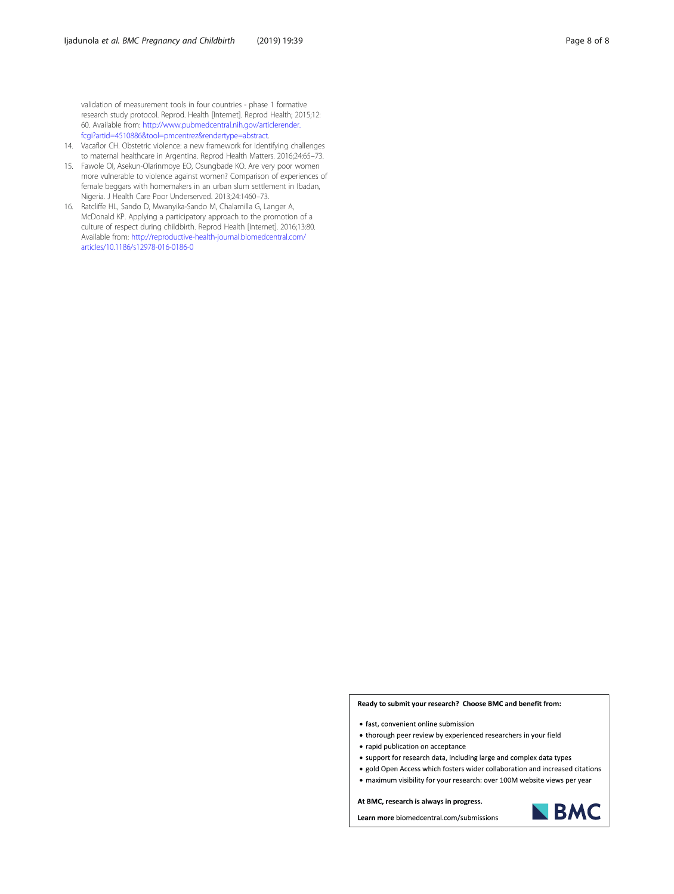validation of measurement tools in four countries - phase 1 formative research study protocol. Reprod. Health [Internet]. Reprod Health; 2015;12: 60. Available from: http://www.pubmedcentral.nih.gov/articlerender.fcgi?artid=4510886&tool=pmcentrez&rendertype=abstract.

14. Vacaflor CH. Obstetric violence: a new framework for identifying challenges to maternal healthcare in Argentina. Reprod Health Matters. 2016;24:65–73.
15. Fawole OI, Asekun-Olarinmoye EO, Osungbade KO. Are very poor women more vulnerable to violence against women? Comparison of experiences of female beggars with homemakers in an urban slum settlement in Ibadan, Nigeria. J Health Care Poor Underserved. 2013;24:1460–73.
16. Ratcliffe HL, Sando D, Mwanyika-Sando M, Chalamilla G, Langer A, McDonald KP. Applying a participatory approach to the promotion of a culture of respect during childbirth. Reprod Health [Internet]. 2016;13:80. Available from: http://reproductive-health-journal.biomedcentral.com/articles/10.1186/s12978-016-0186-0

**Ready to submit your research? Choose BMC and benefit from:**

- fast, convenient online submission
- thorough peer review by experienced researchers in your field
- rapid publication on acceptance
- support for research data, including large and complex data types
- gold Open Access which fosters wider collaboration and increased citations
- maximum visibility for your research: over 100M website views per year

**At BMC, research is always in progress.**

**Learn more** biomedcentral.com/submissions

BMC